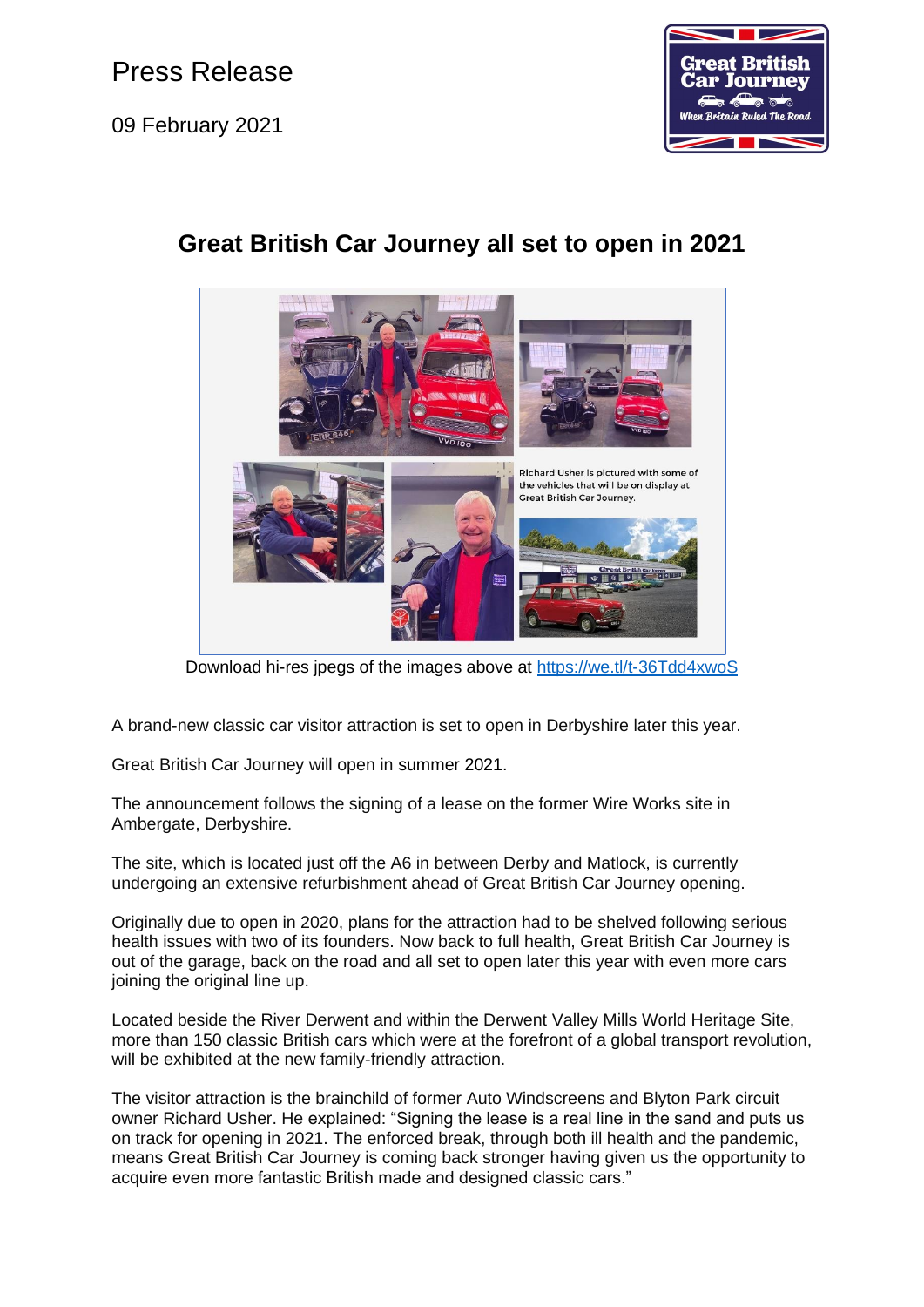Press Release

09 February 2021

# Great British Car Journey all set to open in 2021

Richard Usher is pictured with some of the vehicles that will be on display at Great British Car Journey.

Download hi-res jpegs of the images above at https://we.tl/t-36Tdd4xwoS

A brand-new classic car visitor attraction is set to open in Derbyshire later this year.

Great British Car Journey will open in summer 2021.

The announcement follows the signing of a lease on the former Wire Works site in Ambergate, Derbyshire.

The site, which is located just off the A6 in between Derby and Matlock, is currently undergoing an extensive refurbishment ahead of Great British Car Journey opening.

Originally due to open in 2020, plans for the attraction had to be shelved following serious health issues with two of its founders. Now back to full health, Great British Car Journey is out of the garage, back on the road and all set to open later this year with even more cars joining the original line up.

Located beside the River Derwent and within the Derwent Valley Mills World Heritage Site, more than 150 classic British cars which were at the forefront of a global transport revolution, will be exhibited at the new family-friendly attraction.

The visitor attraction is the brainchild of former Auto Windscreens and Blyton Park circuit owner Richard Usher. He explained: "Signing the lease is a real line in the sand and puts us on track for opening in 2021. The enforced break, through both ill health and the pandemic, means Great British Car Journey is coming back stronger having given us the opportunity to acquire even more fantastic British made and designed classic cars."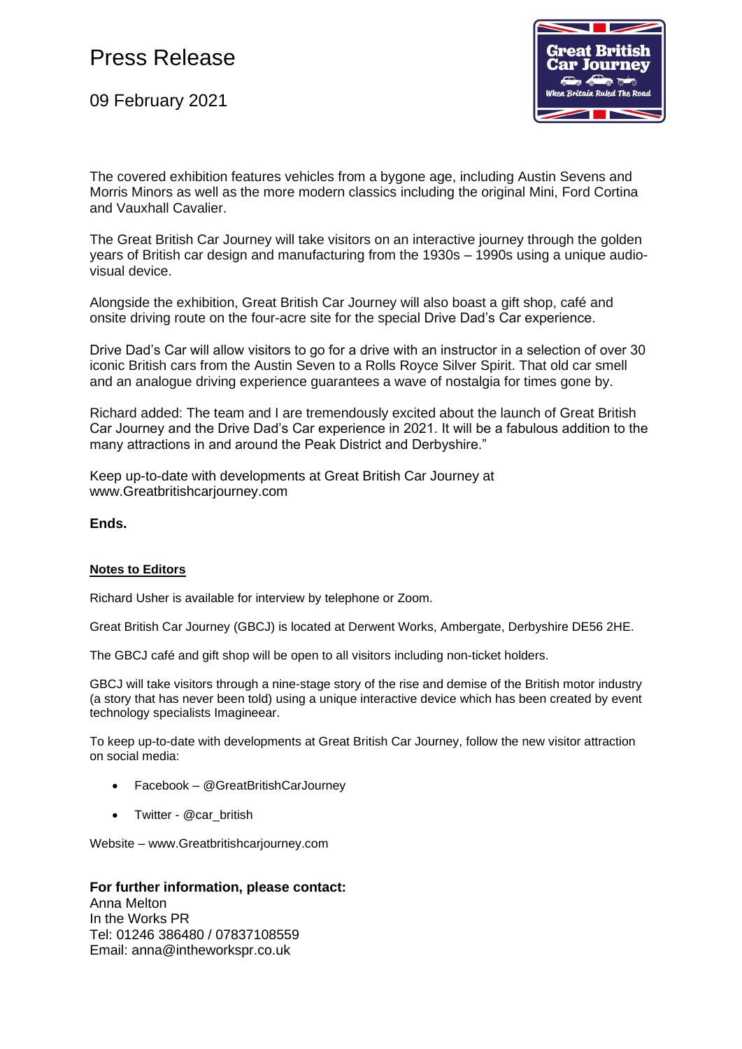# Press Release

09 February 2021

The covered exhibition features vehicles from a bygone age, including Austin Sevens and Morris Minors as well as the more modern classics including the original Mini, Ford Cortina and Vauxhall Cavalier.

The Great British Car Journey will take visitors on an interactive journey through the golden years of British car design and manufacturing from the 1930s – 1990s using a unique audio-visual device.

Alongside the exhibition, Great British Car Journey will also boast a gift shop, café and onsite driving route on the four-acre site for the special Drive Dad's Car experience.

Drive Dad's Car will allow visitors to go for a drive with an instructor in a selection of over 30 iconic British cars from the Austin Seven to a Rolls Royce Silver Spirit. That old car smell and an analogue driving experience guarantees a wave of nostalgia for times gone by.

Richard added: The team and I are tremendously excited about the launch of Great British Car Journey and the Drive Dad's Car experience in 2021. It will be a fabulous addition to the many attractions in and around the Peak District and Derbyshire."

Keep up-to-date with developments at Great British Car Journey at www.Greatbritishcarjourney.com

**Ends.**

**Notes to Editors**

Richard Usher is available for interview by telephone or Zoom.

Great British Car Journey (GBCJ) is located at Derwent Works, Ambergate, Derbyshire DE56 2HE.

The GBCJ café and gift shop will be open to all visitors including non-ticket holders.

GBCJ will take visitors through a nine-stage story of the rise and demise of the British motor industry (a story that has never been told) using a unique interactive device which has been created by event technology specialists Imagineear.

To keep up-to-date with developments at Great British Car Journey, follow the new visitor attraction on social media:

- Facebook – @GreatBritishCarJourney
- Twitter - @car_british

Website – www.Greatbritishcarjourney.com

**For further information, please contact:**
Anna Melton
In the Works PR
Tel: 01246 386480 / 07837108559
Email: anna@intheworkspr.co.uk